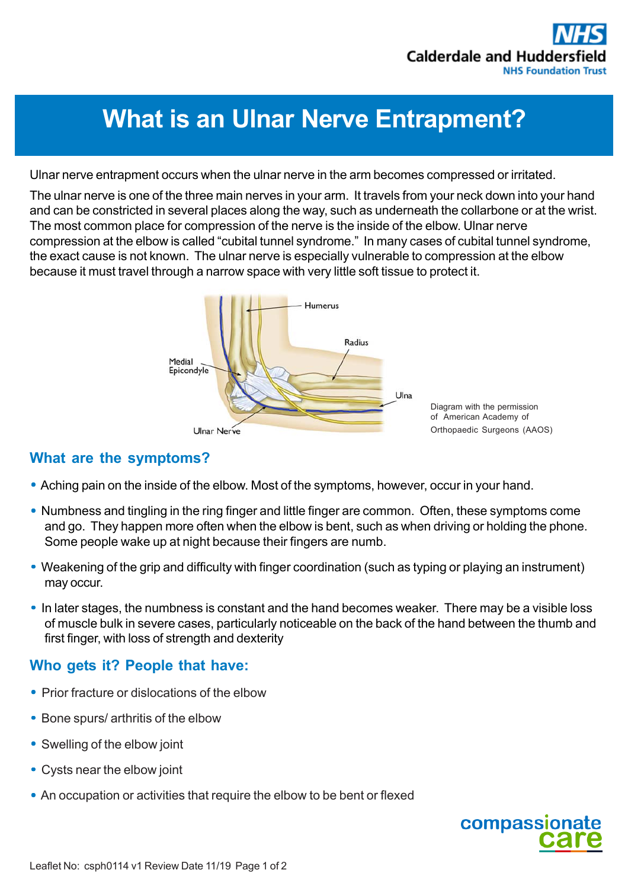# What is an Ulnar Nerve Entrapment?

Ulnar nerve entrapment occurs when the ulnar nerve in the arm becomes compressed or irritated.

The ulnar nerve is one of the three main nerves in your arm. It travels from your neck down into your hand and can be constricted in several places along the way, such as underneath the collarbone or at the wrist. The most common place for compression of the nerve is the inside of the elbow. Ulnar nerve compression at the elbow is called "cubital tunnel syndrome." In many cases of cubital tunnel syndrome, the exact cause is not known. The ulnar nerve is especially vulnerable to compression at the elbow because it must travel through a narrow space with very little soft tissue to protect it.

Humerus

Radius

Medial Epicondyle

Ulna

Ulnar Nerve

Diagram with the permission of American Academy of Orthopaedic Surgeons (AAOS)

## What are the symptoms?

- Aching pain on the inside of the elbow. Most of the symptoms, however, occur in your hand.
- Numbness and tingling in the ring finger and little finger are common. Often, these symptoms come and go. They happen more often when the elbow is bent, such as when driving or holding the phone. Some people wake up at night because their fingers are numb.
- Weakening of the grip and difficulty with finger coordination (such as typing or playing an instrument) may occur.
- In later stages, the numbness is constant and the hand becomes weaker. There may be a visible loss of muscle bulk in severe cases, particularly noticeable on the back of the hand between the thumb and first finger, with loss of strength and dexterity

## Who gets it? People that have:

- Prior fracture or dislocations of the elbow
- Bone spurs/ arthritis of the elbow
- Swelling of the elbow joint
- Cysts near the elbow joint
- An occupation or activities that require the elbow to be bent or flexed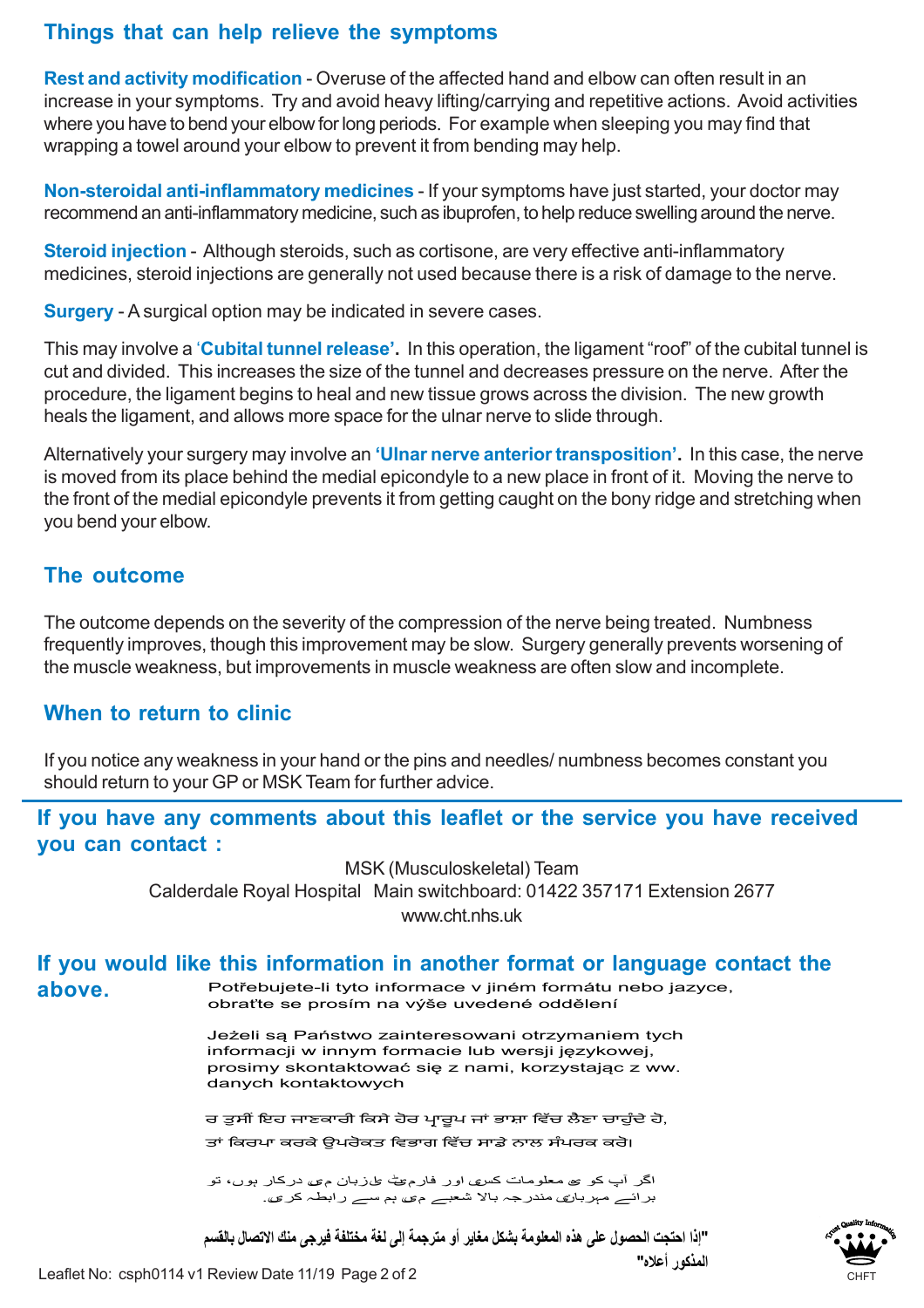## Things that can help relieve the symptoms

**Rest and activity modification** - Overuse of the affected hand and elbow can often result in an increase in your symptoms. Try and avoid heavy lifting/carrying and repetitive actions. Avoid activities where you have to bend your elbow for long periods. For example when sleeping you may find that wrapping a towel around your elbow to prevent it from bending may help.

**Non-steroidal anti-inflammatory medicines** - If your symptoms have just started, your doctor may recommend an anti-inflammatory medicine, such as ibuprofen, to help reduce swelling around the nerve.

**Steroid injection** - Although steroids, such as cortisone, are very effective anti-inflammatory medicines, steroid injections are generally not used because there is a risk of damage to the nerve.

**Surgery** - A surgical option may be indicated in severe cases.

This may involve a **'Cubital tunnel release'.** In this operation, the ligament "roof" of the cubital tunnel is cut and divided. This increases the size of the tunnel and decreases pressure on the nerve. After the procedure, the ligament begins to heal and new tissue grows across the division. The new growth heals the ligament, and allows more space for the ulnar nerve to slide through.

Alternatively your surgery may involve an **'Ulnar nerve anterior transposition'.** In this case, the nerve is moved from its place behind the medial epicondyle to a new place in front of it. Moving the nerve to the front of the medial epicondyle prevents it from getting caught on the bony ridge and stretching when you bend your elbow.

## The outcome

The outcome depends on the severity of the compression of the nerve being treated. Numbness frequently improves, though this improvement may be slow. Surgery generally prevents worsening of the muscle weakness, but improvements in muscle weakness are often slow and incomplete.

## When to return to clinic

If you notice any weakness in your hand or the pins and needles/ numbness becomes constant you should return to your GP or MSK Team for further advice.

---

### If you have any comments about this leaflet or the service you have received you can contact :

MSK (Musculoskeletal) Team
Calderdale Royal Hospital Main switchboard: 01422 357171 Extension 2677
www.cht.nhs.uk

### If you would like this information in another format or language contact the above.

Potřebujete-li tyto informace v jiném formátu nebo jazyce, obraťte se prosím na výše uvedené oddělení

Jeżeli są Państwo zainteresowani otrzymaniem tych informacji w innym formacie lub wersji językowej, prosimy skontaktować się z nami, korzystając z ww. danych kontaktowych

ਰ ਤੁਸੀਂ ਇਹ ਜਾਣਕਾਰੀ ਕਿਸੇ ਹੋਰ ਪ੍ਰਾਰੂਪ ਜਾਂ ਭਾਸ਼ਾ ਵਿੱਚ ਲੈਣਾ ਚਾਹੁੰਦੇ ਹੋ, ਤਾਂ ਕਿਰਪਾ ਕਰਕੇ ਉਪਰੋਕਤ ਵਿਭਾਗ ਵਿੱਚ ਸਾਡੇ ਨਾਲ ਸੰਪਰਕ ਕਰੋ।

اگر آپ کو یہ معلومات کسی اور فارمیٹ یا زبان میں درکار ہوں، تو برائے مہربانی مندرجہ بالا شعبے میں ہم سے رابطہ کریں۔

"إذا احتجت الحصول على هذه المعلومة بشكل مغاير أو مترجمة إلى لغة مختلفة فيرجى منك الاتصال بالقسم المذكور أعلاه"

Trust Quality Information
CHFT

Leaflet No: csph0114 v1 Review Date 11/19